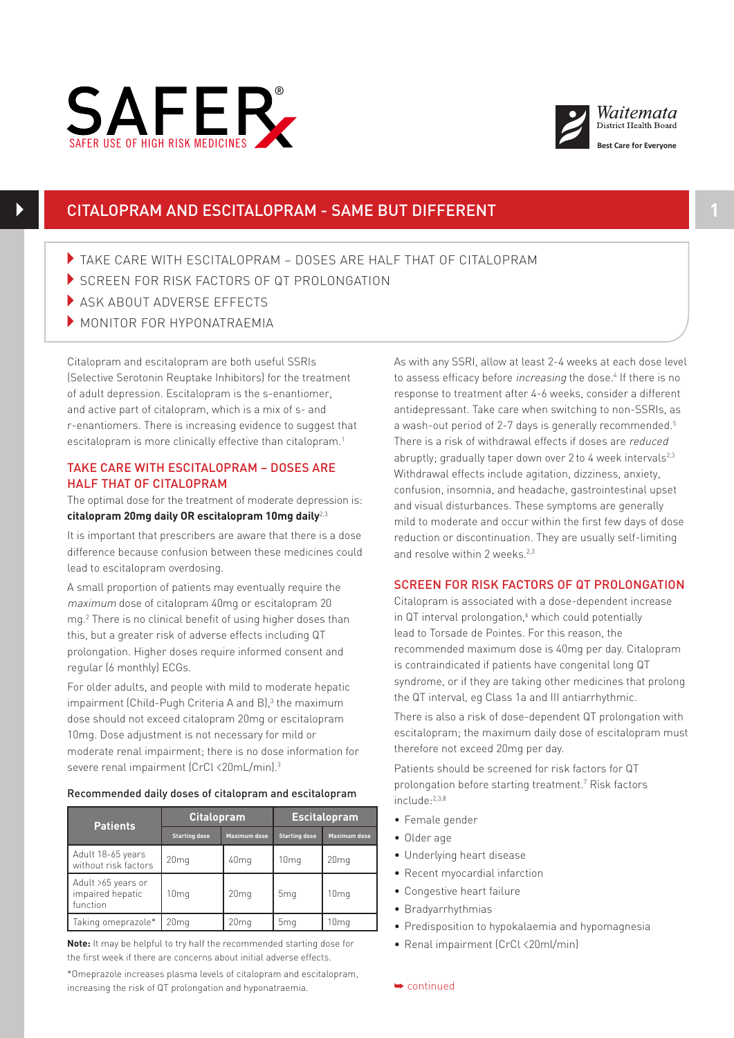# CITALOPRAM AND ESCITALOPRAM - SAME BUT DIFFERENT

- TAKE CARE WITH ESCITALOPRAM – DOSES ARE HALF THAT OF CITALOPRAM
- SCREEN FOR RISK FACTORS OF QT PROLONGATION
- ASK ABOUT ADVERSE EFFECTS
- MONITOR FOR HYPONATRAEMIA

Citalopram and escitalopram are both useful SSRIs (Selective Serotonin Reuptake Inhibitors) for the treatment of adult depression. Escitalopram is the s-enantiomer, and active part of citalopram, which is a mix of s- and r-enantiomers. There is increasing evidence to suggest that escitalopram is more clinically effective than citalopram.[1]

## TAKE CARE WITH ESCITALOPRAM – DOSES ARE HALF THAT OF CITALOPRAM

The optimal dose for the treatment of moderate depression is: **citalopram 20mg daily OR escitalopram 10mg daily**[2,3]

It is important that prescribers are aware that there is a dose difference because confusion between these medicines could lead to escitalopram overdosing.

A small proportion of patients may eventually require the *maximum* dose of citalopram 40mg or escitalopram 20 mg.[2] There is no clinical benefit of using higher doses than this, but a greater risk of adverse effects including QT prolongation. Higher doses require informed consent and regular (6 monthly) ECGs.

For older adults, and people with mild to moderate hepatic impairment (Child-Pugh Criteria A and B),[3] the maximum dose should not exceed citalopram 20mg or escitalopram 10mg. Dose adjustment is not necessary for mild or moderate renal impairment; there is no dose information for severe renal impairment (CrCl <20mL/min).[3]

**Recommended daily doses of citalopram and escitalopram**

| Patients | Citalopram | | Escitalopram | |
|---|---|---|---|---|
| | Starting dose | Maximum dose | Starting dose | Maximum dose |
| Adult 18-65 years without risk factors | 20mg | 40mg | 10mg | 20mg |
| Adult >65 years or impaired hepatic function | 10mg | 20mg | 5mg | 10mg |
| Taking omeprazole* | 20mg | 20mg | 5mg | 10mg |

**Note:** It may be helpful to try half the recommended starting dose for the first week if there are concerns about initial adverse effects.

*Omeprazole increases plasma levels of citalopram and escitalopram, increasing the risk of QT prolongation and hyponatraemia.

As with any SSRI, allow at least 2-4 weeks at each dose level to assess efficacy before *increasing* the dose.[4] If there is no response to treatment after 4-6 weeks, consider a different antidepressant. Take care when switching to non-SSRIs, as a wash-out period of 2-7 days is generally recommended.[5] There is a risk of withdrawal effects if doses are *reduced* abruptly; gradually taper down over 2 to 4 week intervals[2,3] Withdrawal effects include agitation, dizziness, anxiety, confusion, insomnia, and headache, gastrointestinal upset and visual disturbances. These symptoms are generally mild to moderate and occur within the first few days of dose reduction or discontinuation. They are usually self-limiting and resolve within 2 weeks.[2,3]

## SCREEN FOR RISK FACTORS OF QT PROLONGATION

Citalopram is associated with a dose-dependent increase in QT interval prolongation,[6] which could potentially lead to Torsade de Pointes. For this reason, the recommended maximum dose is 40mg per day. Citalopram is contraindicated if patients have congenital long QT syndrome, or if they are taking other medicines that prolong the QT interval, eg Class 1a and III antiarrhythmic.

There is also a risk of dose-dependent QT prolongation with escitalopram; the maximum daily dose of escitalopram must therefore not exceed 20mg per day.

Patients should be screened for risk factors for QT prolongation before starting treatment.[7] Risk factors include:[2,3,8]

- Female gender
- Older age
- Underlying heart disease
- Recent myocardial infarction
- Congestive heart failure
- Bradyarrhythmias
- Predisposition to hypokalaemia and hypomagnesia
- Renal impairment (CrCl <20ml/min)

continued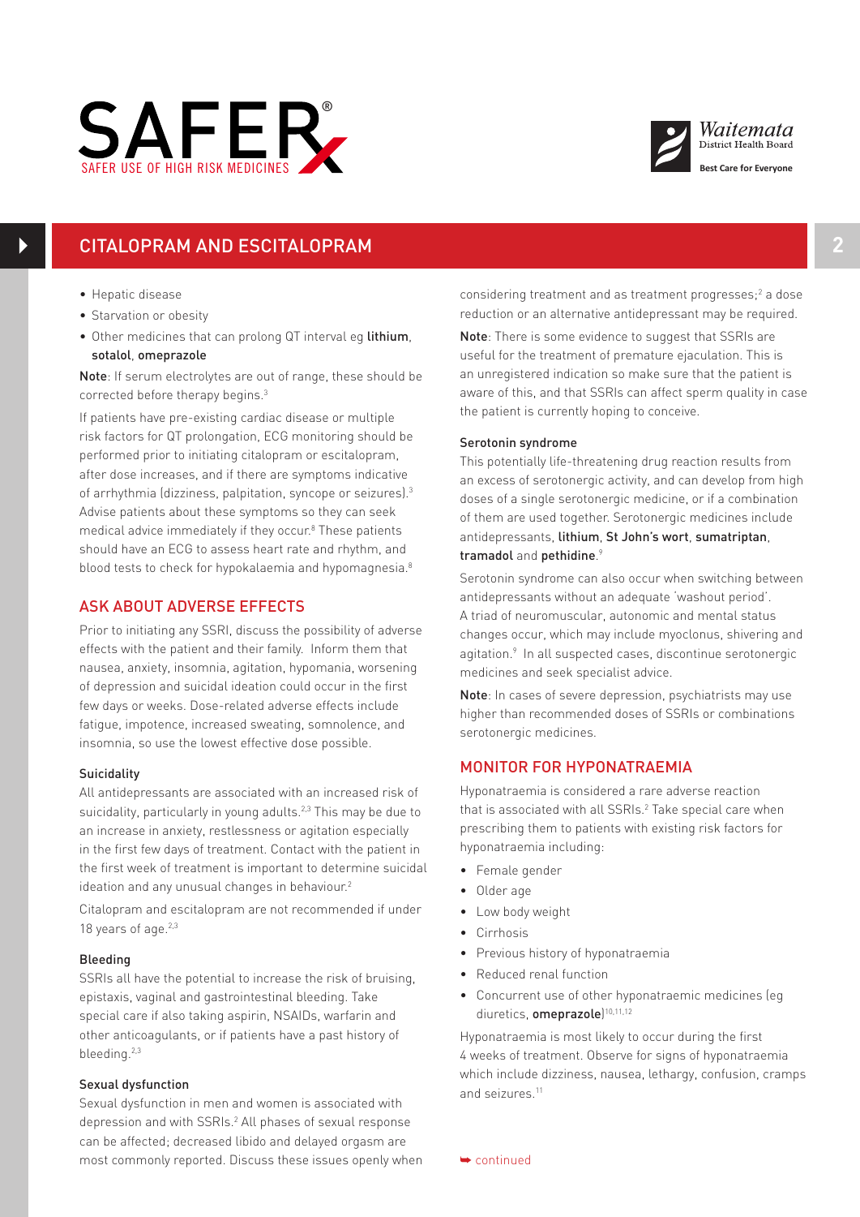- Hepatic disease
- Starvation or obesity
- Other medicines that can prolong QT interval eg **lithium**, **sotalol**, **omeprazole**

**Note**: If serum electrolytes are out of range, these should be corrected before therapy begins.[3]

If patients have pre-existing cardiac disease or multiple risk factors for QT prolongation, ECG monitoring should be performed prior to initiating citalopram or escitalopram, after dose increases, and if there are symptoms indicative of arrhythmia (dizziness, palpitation, syncope or seizures).[3] Advise patients about these symptoms so they can seek medical advice immediately if they occur.[8] These patients should have an ECG to assess heart rate and rhythm, and blood tests to check for hypokalaemia and hypomagnesia.[8]

## ASK ABOUT ADVERSE EFFECTS

Prior to initiating any SSRI, discuss the possibility of adverse effects with the patient and their family. Inform them that nausea, anxiety, insomnia, agitation, hypomania, worsening of depression and suicidal ideation could occur in the first few days or weeks. Dose-related adverse effects include fatigue, impotence, increased sweating, somnolence, and insomnia, so use the lowest effective dose possible.

### Suicidality

All antidepressants are associated with an increased risk of suicidality, particularly in young adults.[2,3] This may be due to an increase in anxiety, restlessness or agitation especially in the first few days of treatment. Contact with the patient in the first week of treatment is important to determine suicidal ideation and any unusual changes in behaviour.[2]

Citalopram and escitalopram are not recommended if under 18 years of age.[2,3]

### Bleeding

SSRIs all have the potential to increase the risk of bruising, epistaxis, vaginal and gastrointestinal bleeding. Take special care if also taking aspirin, NSAIDs, warfarin and other anticoagulants, or if patients have a past history of bleeding.[2,3]

### Sexual dysfunction

Sexual dysfunction in men and women is associated with depression and with SSRIs.[2] All phases of sexual response can be affected; decreased libido and delayed orgasm are most commonly reported. Discuss these issues openly when considering treatment and as treatment progresses;[2] a dose reduction or an alternative antidepressant may be required.

**Note**: There is some evidence to suggest that SSRIs are useful for the treatment of premature ejaculation. This is an unregistered indication so make sure that the patient is aware of this, and that SSRIs can affect sperm quality in case the patient is currently hoping to conceive.

### Serotonin syndrome

This potentially life-threatening drug reaction results from an excess of serotonergic activity, and can develop from high doses of a single serotonergic medicine, or if a combination of them are used together. Serotonergic medicines include antidepressants, **lithium**, **St John's wort**, **sumatriptan**, **tramadol** and **pethidine**.[9]

Serotonin syndrome can also occur when switching between antidepressants without an adequate 'washout period'. A triad of neuromuscular, autonomic and mental status changes occur, which may include myoclonus, shivering and agitation.[9] In all suspected cases, discontinue serotonergic medicines and seek specialist advice.

**Note**: In cases of severe depression, psychiatrists may use higher than recommended doses of SSRIs or combinations serotonergic medicines.

## MONITOR FOR HYPONATRAEMIA

Hyponatraemia is considered a rare adverse reaction that is associated with all SSRIs.[2] Take special care when prescribing them to patients with existing risk factors for hyponatraemia including:

- Female gender
- Older age
- Low body weight
- Cirrhosis
- Previous history of hyponatraemia
- Reduced renal function
- Concurrent use of other hyponatraemic medicines (eg diuretics, **omeprazole**)[10,11,12]

Hyponatraemia is most likely to occur during the first 4 weeks of treatment. Observe for signs of hyponatraemia which include dizziness, nausea, lethargy, confusion, cramps and seizures.[11]

➥ continued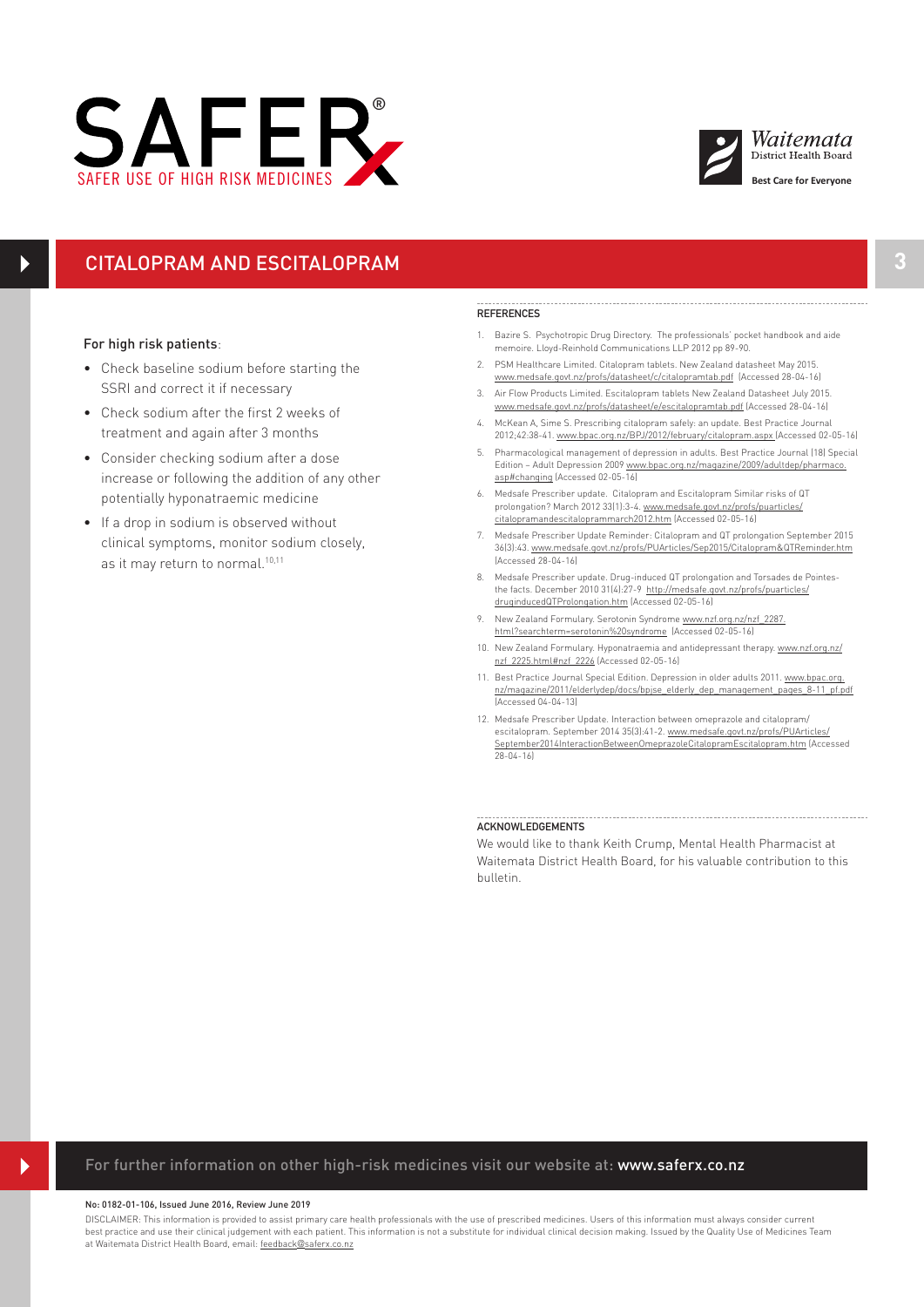SAFER®

SAFER USE OF HIGH RISK MEDICINES

Waitemata District Health Board

Best Care for Everyone

## CITALOPRAM AND ESCITALOPRAM

For high risk patients:

- Check baseline sodium before starting the SSRI and correct it if necessary
- Check sodium after the first 2 weeks of treatment and again after 3 months
- Consider checking sodium after a dose increase or following the addition of any other potentially hyponatraemic medicine
- If a drop in sodium is observed without clinical symptoms, monitor sodium closely, as it may return to normal.[10,11]

### REFERENCES

1. Bazire S. Psychotropic Drug Directory. The professionals' pocket handbook and aide memoire. Lloyd-Reinhold Communications LLP 2012 pp 89-90.
2. PSM Healthcare Limited. Citalopram tablets. New Zealand datasheet May 2015. www.medsafe.govt.nz/profs/datasheet/c/citalopramtab.pdf (Accessed 28-04-16)
3. Air Flow Products Limited. Escitalopram tablets New Zealand Datasheet July 2015. www.medsafe.govt.nz/profs/datasheet/e/escitalopramtab.pdf (Accessed 28-04-16)
4. McKean A, Sime S. Prescribing citalopram safely: an update. Best Practice Journal 2012;42:38-41. www.bpac.org.nz/BPJ/2012/february/citalopram.aspx (Accessed 02-05-16)
5. Pharmacological management of depression in adults. Best Practice Journal (18) Special Edition – Adult Depression 2009 www.bpac.org.nz/magazine/2009/adultdep/pharmaco.asp#changing (Accessed 02-05-16)
6. Medsafe Prescriber update. Citalopram and Escitalopram Similar risks of QT prolongation? March 2012 33(1):3-4. www.medsafe.govt.nz/profs/puarticles/citalopramandescitaloprammarch2012.htm (Accessed 02-05-16)
7. Medsafe Prescriber Update Reminder: Citalopram and QT prolongation September 2015 36(3):43. www.medsafe.govt.nz/profs/PUArticles/Sep2015/Citalopram&QTReminder.htm (Accessed 28-04-16)
8. Medsafe Prescriber update. Drug-induced QT prolongation and Torsades de Pointes-the facts. December 2010 31(4):27-9 http://medsafe.govt.nz/profs/puarticles/druginducedQTProlongation.htm (Accessed 02-05-16)
9. New Zealand Formulary. Serotonin Syndrome www.nzf.org.nz/nzf_2287.html?searchterm=serotonin%20syndrome (Accessed 02-05-16)
10. New Zealand Formulary. Hyponatraemia and antidepressant therapy. www.nzf.org.nz/nzf_2225.html#nzf_2226 (Accessed 02-05-16)
11. Best Practice Journal Special Edition. Depression in older adults 2011. www.bpac.org.nz/magazine/2011/elderlydep/docs/bpjse_elderly_dep_management_pages_8-11_pf.pdf (Accessed 04-04-13)
12. Medsafe Prescriber Update. Interaction between omeprazole and citalopram/escitalopram. September 2014 35(3):41-2. www.medsafe.govt.nz/profs/PUArticles/September2014InteractionBetweenOmeprazoleCitalopramEscitalopram.htm (Accessed 28-04-16)

### ACKNOWLEDGEMENTS

We would like to thank Keith Crump, Mental Health Pharmacist at Waitemata District Health Board, for his valuable contribution to this bulletin.

For further information on other high-risk medicines visit our website at: **www.saferx.co.nz**

No: 0182-01-106, Issued June 2016, Review June 2019

DISCLAIMER: This information is provided to assist primary care health professionals with the use of prescribed medicines. Users of this information must always consider current best practice and use their clinical judgement with each patient. This information is not a substitute for individual clinical decision making. Issued by the Quality Use of Medicines Team at Waitemata District Health Board, email: feedback@saferx.co.nz